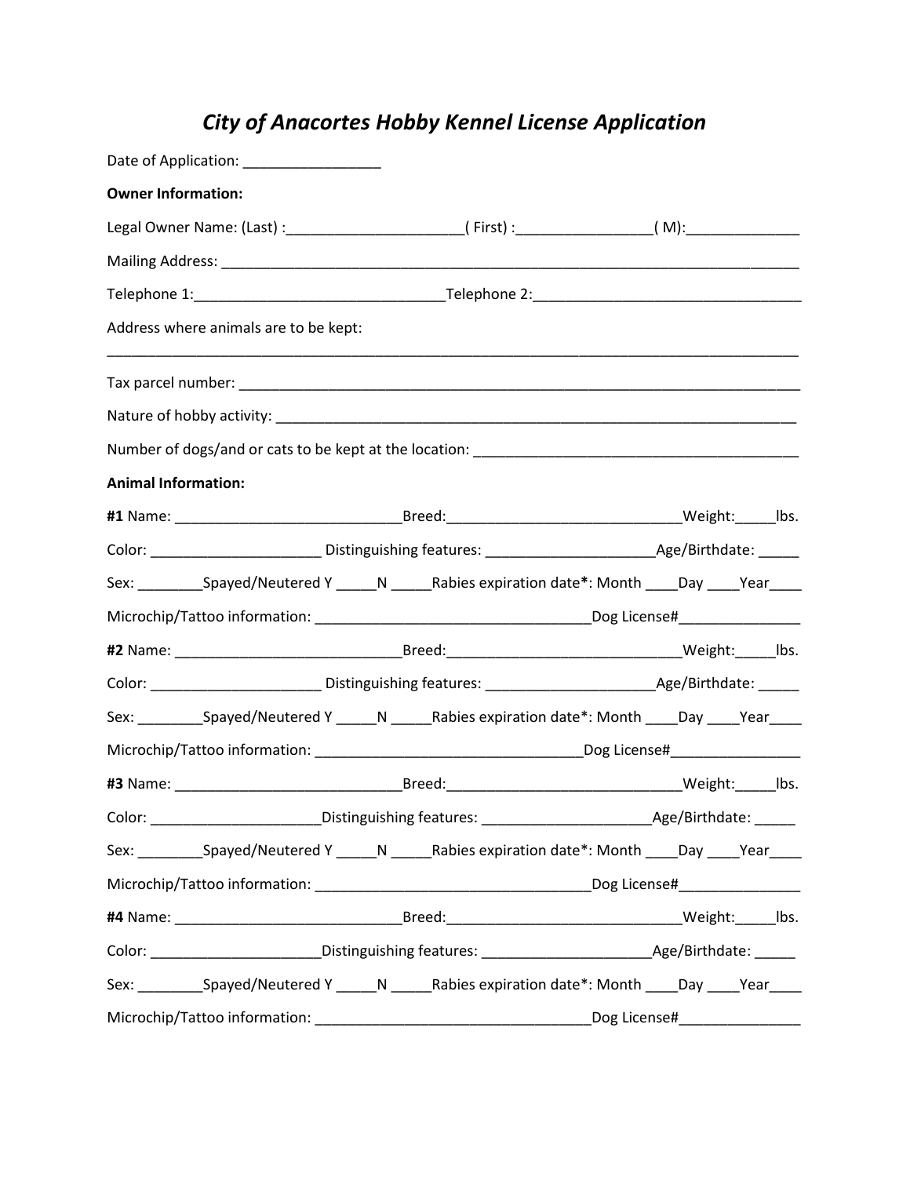# *City of Anacortes Hobby Kennel License Application*

Date of Application: _________________

**Owner Information:**

Legal Owner Name: (Last) :______________________( First) :_________________( M):______________

Mailing Address: ___________________________________________________________________________

Telephone 1:_______________________________Telephone 2:__________________________________

Address where animals are to be kept:

_________________________________________________________________________________________

Tax parcel number: _________________________________________________________________________

Nature of hobby activity: ____________________________________________________________________

Number of dogs/and or cats to be kept at the location: _________________________________________

**Animal Information:**

**#1** Name: ____________________________Breed:_____________________________Weight:_____lbs.

Color: _____________________ Distinguishing features: _____________________Age/Birthdate: _____

Sex: ________Spayed/Neutered Y _____N _____Rabies expiration date*: Month ____Day ____Year____

Microchip/Tattoo information: __________________________________Dog License#_______________

**#2** Name: ____________________________Breed:_____________________________Weight:_____lbs.

Color: _____________________ Distinguishing features: _____________________Age/Birthdate: _____

Sex: ________Spayed/Neutered Y _____N _____Rabies expiration date*: Month ____Day ____Year____

Microchip/Tattoo information: _________________________________Dog License#________________

**#3** Name: ____________________________Breed:_____________________________Weight:_____lbs.

Color: _____________________Distinguishing features: _____________________Age/Birthdate: _____

Sex: ________Spayed/Neutered Y _____N _____Rabies expiration date*: Month ____Day ____Year____

Microchip/Tattoo information: __________________________________Dog License#_______________

**#4** Name: ____________________________Breed:_____________________________Weight:_____lbs.

Color: _____________________Distinguishing features: _____________________Age/Birthdate: _____

Sex: ________Spayed/Neutered Y _____N _____Rabies expiration date*: Month ____Day ____Year____

Microchip/Tattoo information: __________________________________Dog License#_______________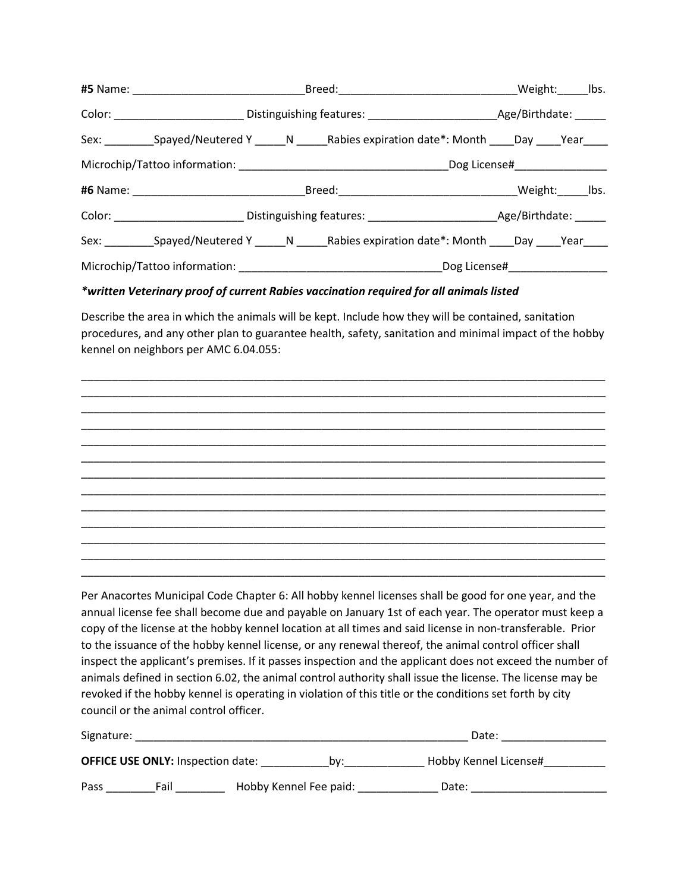**#5** Name: ____________________________Breed:_____________________________Weight:_____lbs.

Color: _____________________ Distinguishing features: _____________________Age/Birthdate: _____

Sex: ________Spayed/Neutered Y _____N _____Rabies expiration date*: Month ____Day ____Year____

Microchip/Tattoo information: _________________________________Dog License#_______________

**#6** Name: ____________________________Breed:_____________________________Weight:_____lbs.

Color: _____________________ Distinguishing features: _____________________Age/Birthdate: _____

Sex: ________Spayed/Neutered Y _____N _____Rabies expiration date*: Month ____Day ____Year____

Microchip/Tattoo information: _________________________________Dog License#________________

***written Veterinary proof of current Rabies vaccination required for all animals listed***

Describe the area in which the animals will be kept. Include how they will be contained, sanitation procedures, and any other plan to guarantee health, safety, sanitation and minimal impact of the hobby kennel on neighbors per AMC 6.04.055:

_____________________________________________________________________________________
_____________________________________________________________________________________
_____________________________________________________________________________________
_____________________________________________________________________________________
_____________________________________________________________________________________
_____________________________________________________________________________________
_____________________________________________________________________________________
_____________________________________________________________________________________
_____________________________________________________________________________________
_____________________________________________________________________________________
_____________________________________________________________________________________
_____________________________________________________________________________________
_____________________________________________________________________________________

Per Anacortes Municipal Code Chapter 6: All hobby kennel licenses shall be good for one year, and the annual license fee shall become due and payable on January 1st of each year. The operator must keep a copy of the license at the hobby kennel location at all times and said license in non-transferable. Prior to the issuance of the hobby kennel license, or any renewal thereof, the animal control officer shall inspect the applicant's premises. If it passes inspection and the applicant does not exceed the number of animals defined in section 6.02, the animal control authority shall issue the license. The license may be revoked if the hobby kennel is operating in violation of this title or the conditions set forth by city council or the animal control officer.

Signature: ______________________________________________________ Date: ________________

**OFFICE USE ONLY:** Inspection date: ___________by:_____________ Hobby Kennel License#__________

Pass ________Fail ________ Hobby Kennel Fee paid: _____________ Date: _____________________